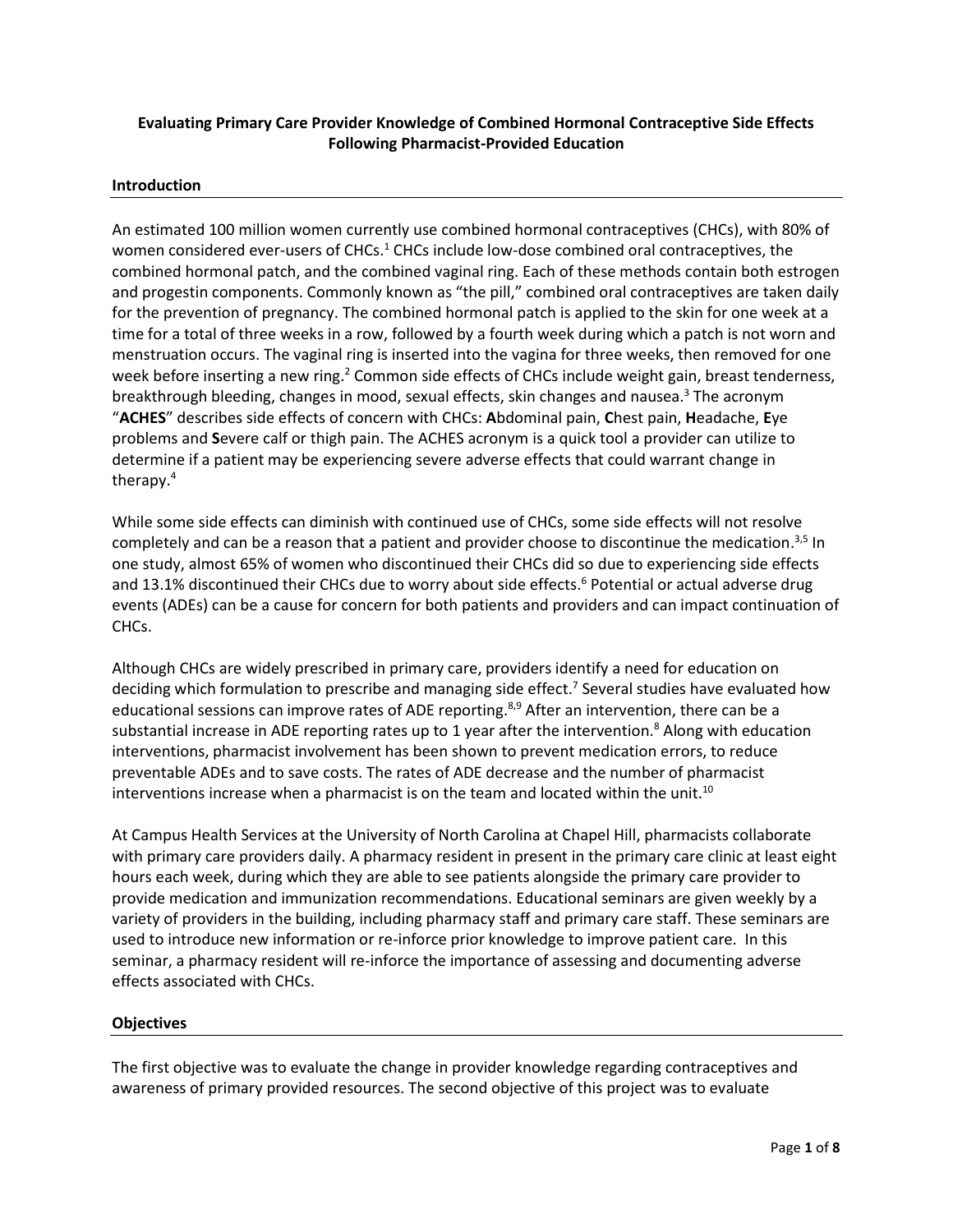**Evaluating Primary Care Provider Knowledge of Combined Hormonal Contraceptive Side Effects Following Pharmacist-Provided Education**

## Introduction

An estimated 100 million women currently use combined hormonal contraceptives (CHCs), with 80% of women considered ever-users of CHCs.[1] CHCs include low-dose combined oral contraceptives, the combined hormonal patch, and the combined vaginal ring. Each of these methods contain both estrogen and progestin components. Commonly known as "the pill," combined oral contraceptives are taken daily for the prevention of pregnancy. The combined hormonal patch is applied to the skin for one week at a time for a total of three weeks in a row, followed by a fourth week during which a patch is not worn and menstruation occurs. The vaginal ring is inserted into the vagina for three weeks, then removed for one week before inserting a new ring.[2] Common side effects of CHCs include weight gain, breast tenderness, breakthrough bleeding, changes in mood, sexual effects, skin changes and nausea.[3] The acronym "**ACHES**" describes side effects of concern with CHCs: **A**bdominal pain, **C**hest pain, **H**eadache, **E**ye problems and **S**evere calf or thigh pain. The ACHES acronym is a quick tool a provider can utilize to determine if a patient may be experiencing severe adverse effects that could warrant change in therapy.[4]

While some side effects can diminish with continued use of CHCs, some side effects will not resolve completely and can be a reason that a patient and provider choose to discontinue the medication.[3,5] In one study, almost 65% of women who discontinued their CHCs did so due to experiencing side effects and 13.1% discontinued their CHCs due to worry about side effects.[6] Potential or actual adverse drug events (ADEs) can be a cause for concern for both patients and providers and can impact continuation of CHCs.

Although CHCs are widely prescribed in primary care, providers identify a need for education on deciding which formulation to prescribe and managing side effect.[7] Several studies have evaluated how educational sessions can improve rates of ADE reporting.[8,9] After an intervention, there can be a substantial increase in ADE reporting rates up to 1 year after the intervention.[8] Along with education interventions, pharmacist involvement has been shown to prevent medication errors, to reduce preventable ADEs and to save costs. The rates of ADE decrease and the number of pharmacist interventions increase when a pharmacist is on the team and located within the unit.[10]

At Campus Health Services at the University of North Carolina at Chapel Hill, pharmacists collaborate with primary care providers daily. A pharmacy resident in present in the primary care clinic at least eight hours each week, during which they are able to see patients alongside the primary care provider to provide medication and immunization recommendations. Educational seminars are given weekly by a variety of providers in the building, including pharmacy staff and primary care staff. These seminars are used to introduce new information or re-inforce prior knowledge to improve patient care. In this seminar, a pharmacy resident will re-inforce the importance of assessing and documenting adverse effects associated with CHCs.

## Objectives

The first objective was to evaluate the change in provider knowledge regarding contraceptives and awareness of primary provided resources. The second objective of this project was to evaluate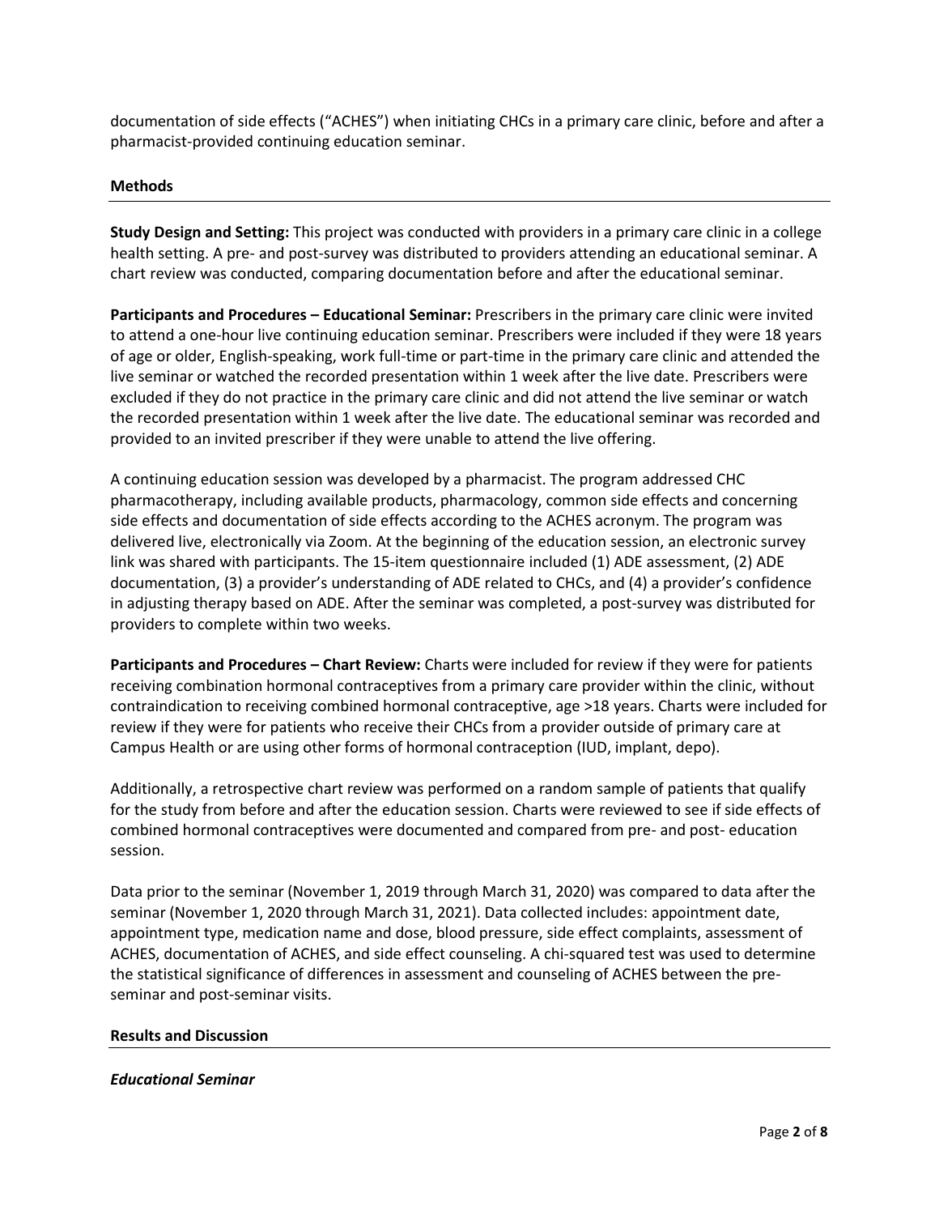documentation of side effects ("ACHES") when initiating CHCs in a primary care clinic, before and after a pharmacist-provided continuing education seminar.

## Methods

**Study Design and Setting:** This project was conducted with providers in a primary care clinic in a college health setting. A pre- and post-survey was distributed to providers attending an educational seminar. A chart review was conducted, comparing documentation before and after the educational seminar.

**Participants and Procedures – Educational Seminar:** Prescribers in the primary care clinic were invited to attend a one-hour live continuing education seminar. Prescribers were included if they were 18 years of age or older, English-speaking, work full-time or part-time in the primary care clinic and attended the live seminar or watched the recorded presentation within 1 week after the live date. Prescribers were excluded if they do not practice in the primary care clinic and did not attend the live seminar or watch the recorded presentation within 1 week after the live date. The educational seminar was recorded and provided to an invited prescriber if they were unable to attend the live offering.

A continuing education session was developed by a pharmacist. The program addressed CHC pharmacotherapy, including available products, pharmacology, common side effects and concerning side effects and documentation of side effects according to the ACHES acronym. The program was delivered live, electronically via Zoom. At the beginning of the education session, an electronic survey link was shared with participants. The 15-item questionnaire included (1) ADE assessment, (2) ADE documentation, (3) a provider's understanding of ADE related to CHCs, and (4) a provider's confidence in adjusting therapy based on ADE. After the seminar was completed, a post-survey was distributed for providers to complete within two weeks.

**Participants and Procedures – Chart Review:** Charts were included for review if they were for patients receiving combination hormonal contraceptives from a primary care provider within the clinic, without contraindication to receiving combined hormonal contraceptive, age >18 years. Charts were included for review if they were for patients who receive their CHCs from a provider outside of primary care at Campus Health or are using other forms of hormonal contraception (IUD, implant, depo).

Additionally, a retrospective chart review was performed on a random sample of patients that qualify for the study from before and after the education session. Charts were reviewed to see if side effects of combined hormonal contraceptives were documented and compared from pre- and post- education session.

Data prior to the seminar (November 1, 2019 through March 31, 2020) was compared to data after the seminar (November 1, 2020 through March 31, 2021). Data collected includes: appointment date, appointment type, medication name and dose, blood pressure, side effect complaints, assessment of ACHES, documentation of ACHES, and side effect counseling. A chi-squared test was used to determine the statistical significance of differences in assessment and counseling of ACHES between the pre-seminar and post-seminar visits.

## Results and Discussion

### *Educational Seminar*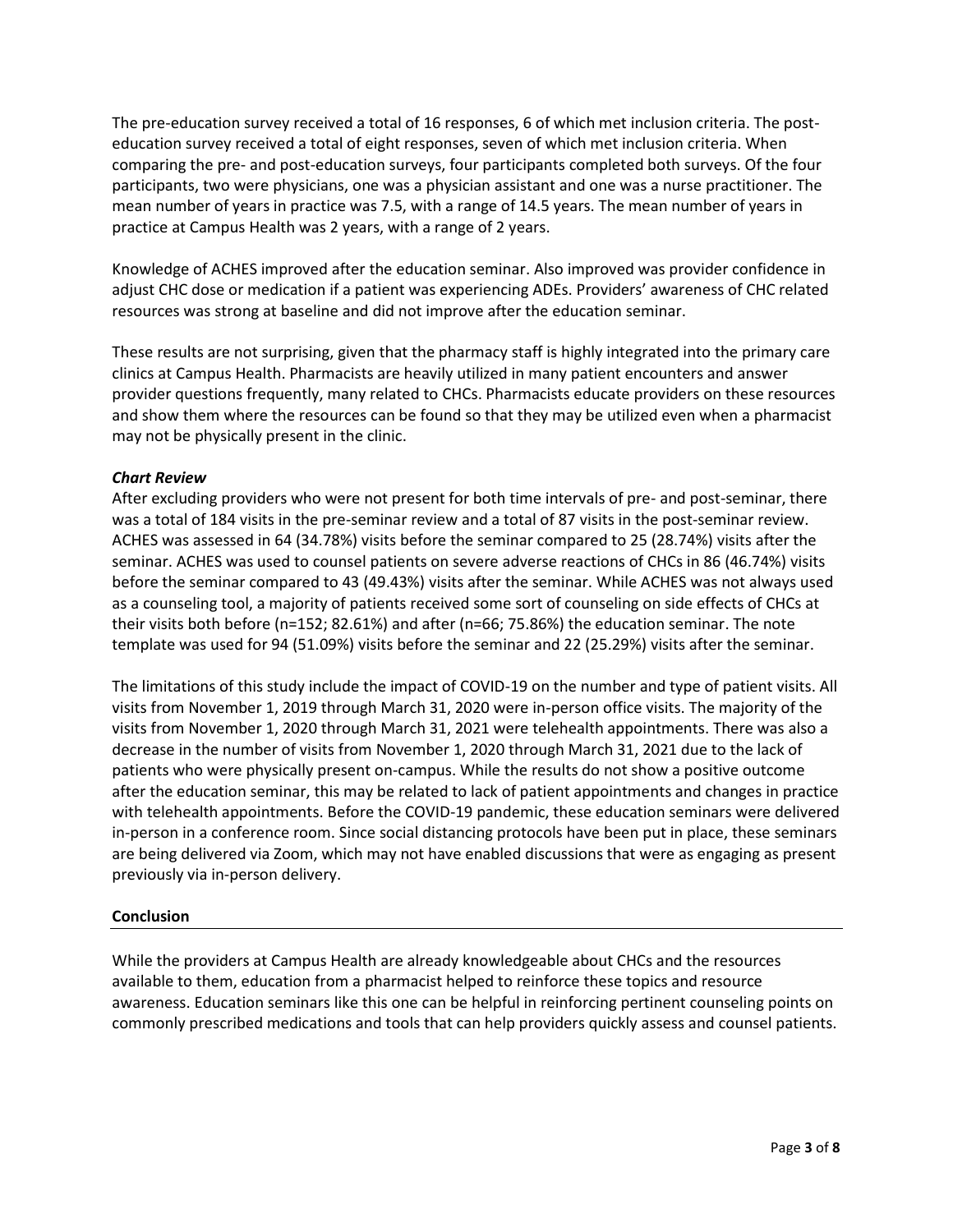The pre-education survey received a total of 16 responses, 6 of which met inclusion criteria. The post-education survey received a total of eight responses, seven of which met inclusion criteria. When comparing the pre- and post-education surveys, four participants completed both surveys. Of the four participants, two were physicians, one was a physician assistant and one was a nurse practitioner. The mean number of years in practice was 7.5, with a range of 14.5 years. The mean number of years in practice at Campus Health was 2 years, with a range of 2 years.

Knowledge of ACHES improved after the education seminar. Also improved was provider confidence in adjust CHC dose or medication if a patient was experiencing ADEs. Providers' awareness of CHC related resources was strong at baseline and did not improve after the education seminar.

These results are not surprising, given that the pharmacy staff is highly integrated into the primary care clinics at Campus Health. Pharmacists are heavily utilized in many patient encounters and answer provider questions frequently, many related to CHCs. Pharmacists educate providers on these resources and show them where the resources can be found so that they may be utilized even when a pharmacist may not be physically present in the clinic.

***Chart Review***

After excluding providers who were not present for both time intervals of pre- and post-seminar, there was a total of 184 visits in the pre-seminar review and a total of 87 visits in the post-seminar review. ACHES was assessed in 64 (34.78%) visits before the seminar compared to 25 (28.74%) visits after the seminar. ACHES was used to counsel patients on severe adverse reactions of CHCs in 86 (46.74%) visits before the seminar compared to 43 (49.43%) visits after the seminar. While ACHES was not always used as a counseling tool, a majority of patients received some sort of counseling on side effects of CHCs at their visits both before (n=152; 82.61%) and after (n=66; 75.86%) the education seminar. The note template was used for 94 (51.09%) visits before the seminar and 22 (25.29%) visits after the seminar.

The limitations of this study include the impact of COVID-19 on the number and type of patient visits. All visits from November 1, 2019 through March 31, 2020 were in-person office visits. The majority of the visits from November 1, 2020 through March 31, 2021 were telehealth appointments. There was also a decrease in the number of visits from November 1, 2020 through March 31, 2021 due to the lack of patients who were physically present on-campus. While the results do not show a positive outcome after the education seminar, this may be related to lack of patient appointments and changes in practice with telehealth appointments. Before the COVID-19 pandemic, these education seminars were delivered in-person in a conference room. Since social distancing protocols have been put in place, these seminars are being delivered via Zoom, which may not have enabled discussions that were as engaging as present previously via in-person delivery.

## Conclusion

While the providers at Campus Health are already knowledgeable about CHCs and the resources available to them, education from a pharmacist helped to reinforce these topics and resource awareness. Education seminars like this one can be helpful in reinforcing pertinent counseling points on commonly prescribed medications and tools that can help providers quickly assess and counsel patients.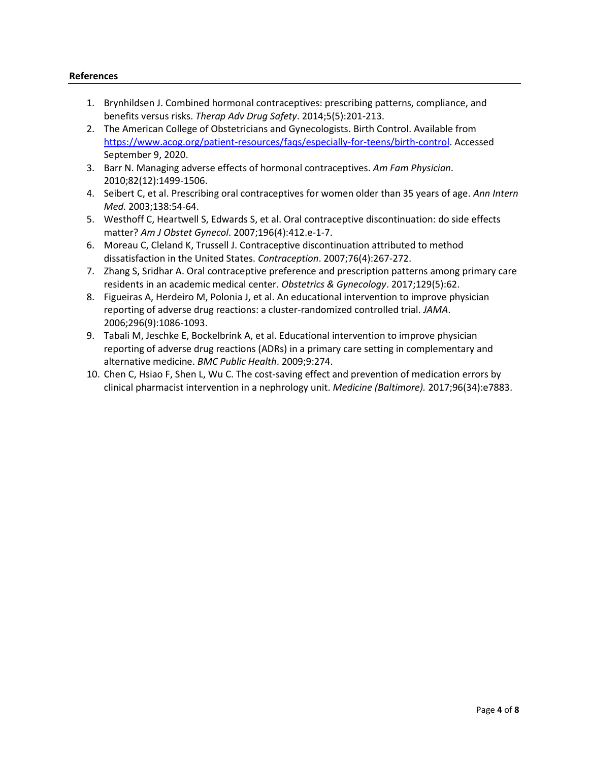**References**

1. Brynhildsen J. Combined hormonal contraceptives: prescribing patterns, compliance, and benefits versus risks. *Therap Adv Drug Safety*. 2014;5(5):201-213.
2. The American College of Obstetricians and Gynecologists. Birth Control. Available from [https://www.acog.org/patient-resources/faqs/especially-for-teens/birth-control](https://www.acog.org/patient-resources/faqs/especially-for-teens/birth-control). Accessed September 9, 2020.
3. Barr N. Managing adverse effects of hormonal contraceptives. *Am Fam Physician*. 2010;82(12):1499-1506.
4. Seibert C, et al. Prescribing oral contraceptives for women older than 35 years of age. *Ann Intern Med.* 2003;138:54-64.
5. Westhoff C, Heartwell S, Edwards S, et al. Oral contraceptive discontinuation: do side effects matter? *Am J Obstet Gynecol*. 2007;196(4):412.e-1-7.
6. Moreau C, Cleland K, Trussell J. Contraceptive discontinuation attributed to method dissatisfaction in the United States. *Contraception*. 2007;76(4):267-272.
7. Zhang S, Sridhar A. Oral contraceptive preference and prescription patterns among primary care residents in an academic medical center. *Obstetrics & Gynecology*. 2017;129(5):62.
8. Figueiras A, Herdeiro M, Polonia J, et al. An educational intervention to improve physician reporting of adverse drug reactions: a cluster-randomized controlled trial. *JAMA*. 2006;296(9):1086-1093.
9. Tabali M, Jeschke E, Bockelbrink A, et al. Educational intervention to improve physician reporting of adverse drug reactions (ADRs) in a primary care setting in complementary and alternative medicine. *BMC Public Health*. 2009;9:274.
10. Chen C, Hsiao F, Shen L, Wu C. The cost-saving effect and prevention of medication errors by clinical pharmacist intervention in a nephrology unit. *Medicine (Baltimore).* 2017;96(34):e7883.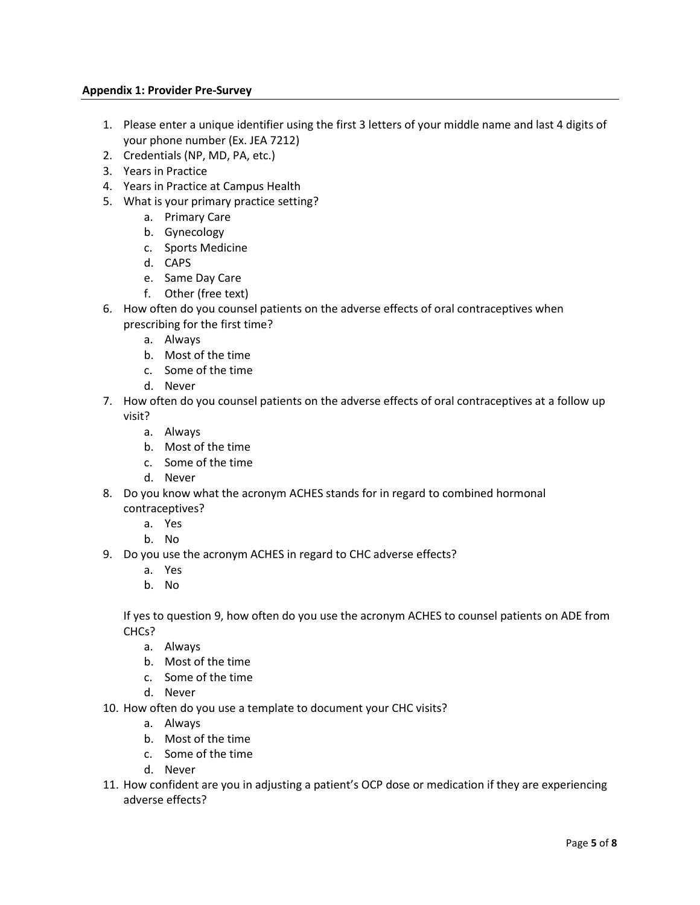**Appendix 1: Provider Pre-Survey**

1. Please enter a unique identifier using the first 3 letters of your middle name and last 4 digits of your phone number (Ex. JEA 7212)
2. Credentials (NP, MD, PA, etc.)
3. Years in Practice
4. Years in Practice at Campus Health
5. What is your primary practice setting?
   a. Primary Care
   b. Gynecology
   c. Sports Medicine
   d. CAPS
   e. Same Day Care
   f. Other (free text)
6. How often do you counsel patients on the adverse effects of oral contraceptives when prescribing for the first time?
   a. Always
   b. Most of the time
   c. Some of the time
   d. Never
7. How often do you counsel patients on the adverse effects of oral contraceptives at a follow up visit?
   a. Always
   b. Most of the time
   c. Some of the time
   d. Never
8. Do you know what the acronym ACHES stands for in regard to combined hormonal contraceptives?
   a. Yes
   b. No
9. Do you use the acronym ACHES in regard to CHC adverse effects?
   a. Yes
   b. No

   If yes to question 9, how often do you use the acronym ACHES to counsel patients on ADE from CHCs?
   a. Always
   b. Most of the time
   c. Some of the time
   d. Never
10. How often do you use a template to document your CHC visits?
    a. Always
    b. Most of the time
    c. Some of the time
    d. Never
11. How confident are you in adjusting a patient's OCP dose or medication if they are experiencing adverse effects?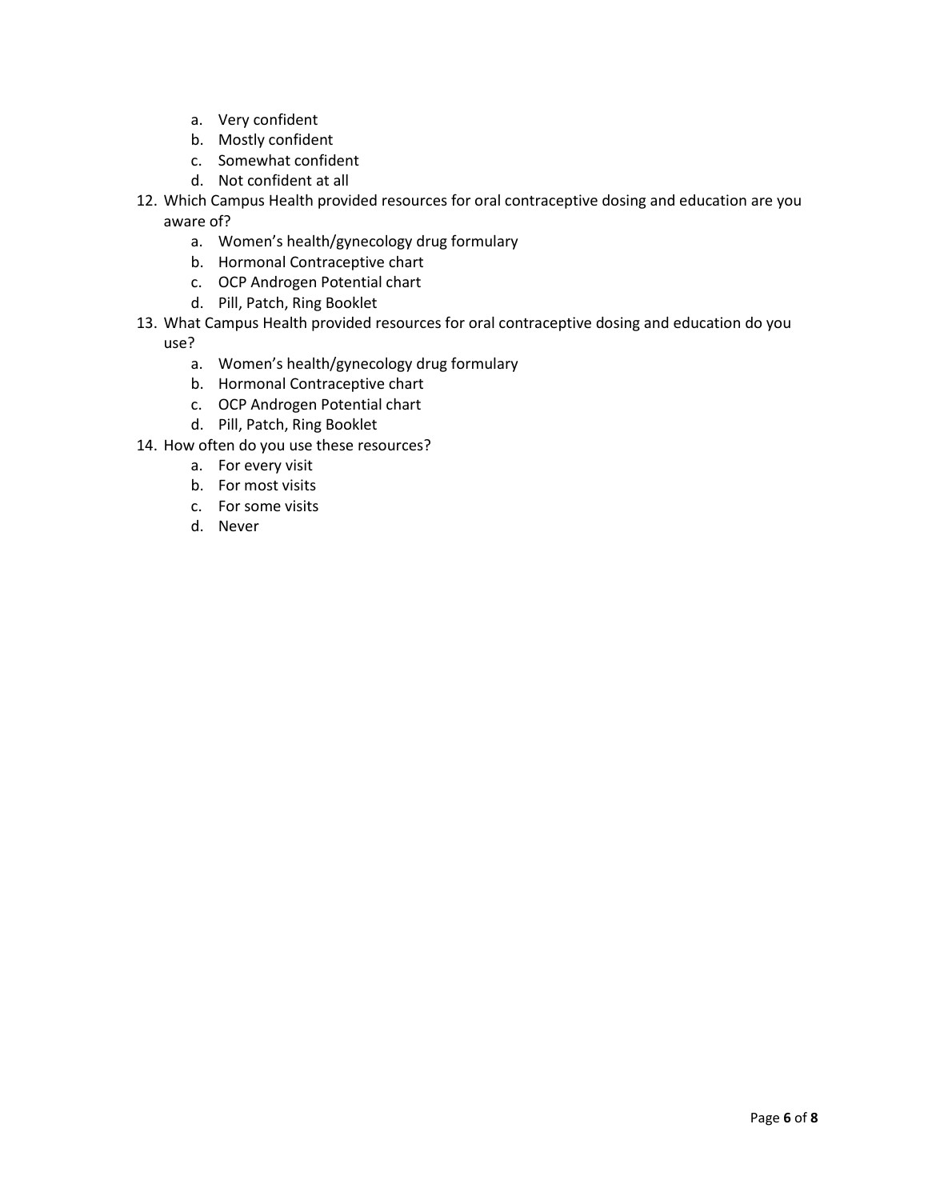a. Very confident
   b. Mostly confident
   c. Somewhat confident
   d. Not confident at all

12. Which Campus Health provided resources for oral contraceptive dosing and education are you aware of?
    a. Women's health/gynecology drug formulary
    b. Hormonal Contraceptive chart
    c. OCP Androgen Potential chart
    d. Pill, Patch, Ring Booklet
13. What Campus Health provided resources for oral contraceptive dosing and education do you use?
    a. Women's health/gynecology drug formulary
    b. Hormonal Contraceptive chart
    c. OCP Androgen Potential chart
    d. Pill, Patch, Ring Booklet
14. How often do you use these resources?
    a. For every visit
    b. For most visits
    c. For some visits
    d. Never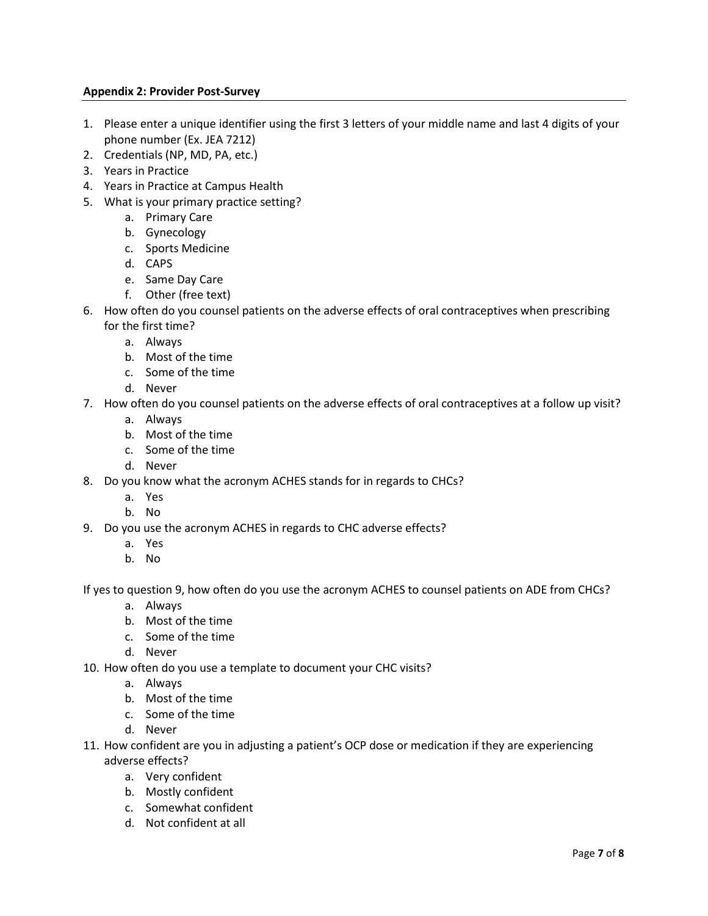**Appendix 2: Provider Post-Survey**

1. Please enter a unique identifier using the first 3 letters of your middle name and last 4 digits of your phone number (Ex. JEA 7212)
2. Credentials (NP, MD, PA, etc.)
3. Years in Practice
4. Years in Practice at Campus Health
5. What is your primary practice setting?
    a. Primary Care
    b. Gynecology
    c. Sports Medicine
    d. CAPS
    e. Same Day Care
    f. Other (free text)
6. How often do you counsel patients on the adverse effects of oral contraceptives when prescribing for the first time?
    a. Always
    b. Most of the time
    c. Some of the time
    d. Never
7. How often do you counsel patients on the adverse effects of oral contraceptives at a follow up visit?
    a. Always
    b. Most of the time
    c. Some of the time
    d. Never
8. Do you know what the acronym ACHES stands for in regards to CHCs?
    a. Yes
    b. No
9. Do you use the acronym ACHES in regards to CHC adverse effects?
    a. Yes
    b. No

If yes to question 9, how often do you use the acronym ACHES to counsel patients on ADE from CHCs?

a. Always
b. Most of the time
c. Some of the time
d. Never

10. How often do you use a template to document your CHC visits?
    a. Always
    b. Most of the time
    c. Some of the time
    d. Never
11. How confident are you in adjusting a patient's OCP dose or medication if they are experiencing adverse effects?
    a. Very confident
    b. Mostly confident
    c. Somewhat confident
    d. Not confident at all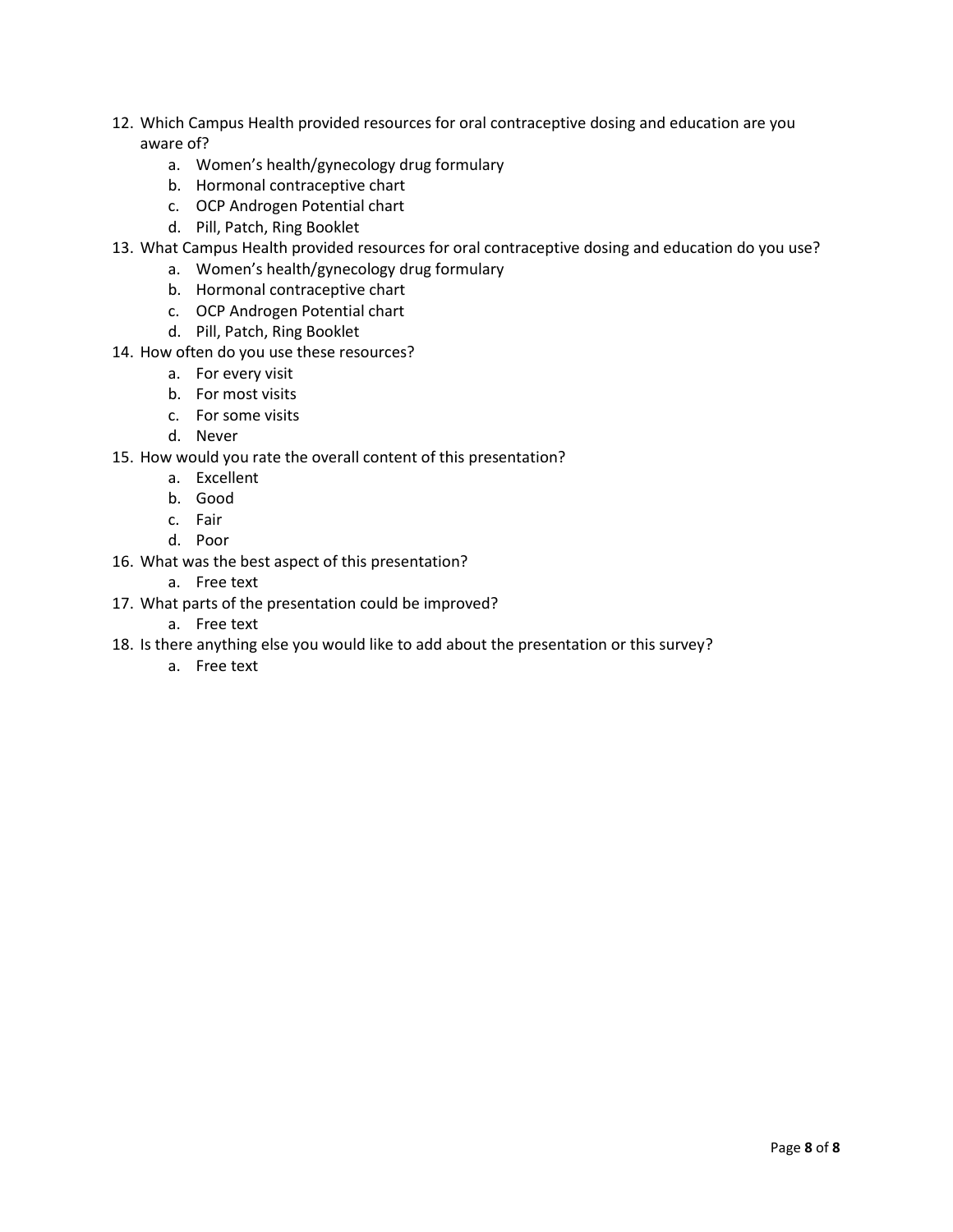12. Which Campus Health provided resources for oral contraceptive dosing and education are you aware of?
    a. Women's health/gynecology drug formulary
    b. Hormonal contraceptive chart
    c. OCP Androgen Potential chart
    d. Pill, Patch, Ring Booklet
13. What Campus Health provided resources for oral contraceptive dosing and education do you use?
    a. Women's health/gynecology drug formulary
    b. Hormonal contraceptive chart
    c. OCP Androgen Potential chart
    d. Pill, Patch, Ring Booklet
14. How often do you use these resources?
    a. For every visit
    b. For most visits
    c. For some visits
    d. Never
15. How would you rate the overall content of this presentation?
    a. Excellent
    b. Good
    c. Fair
    d. Poor
16. What was the best aspect of this presentation?
    a. Free text
17. What parts of the presentation could be improved?
    a. Free text
18. Is there anything else you would like to add about the presentation or this survey?
    a. Free text